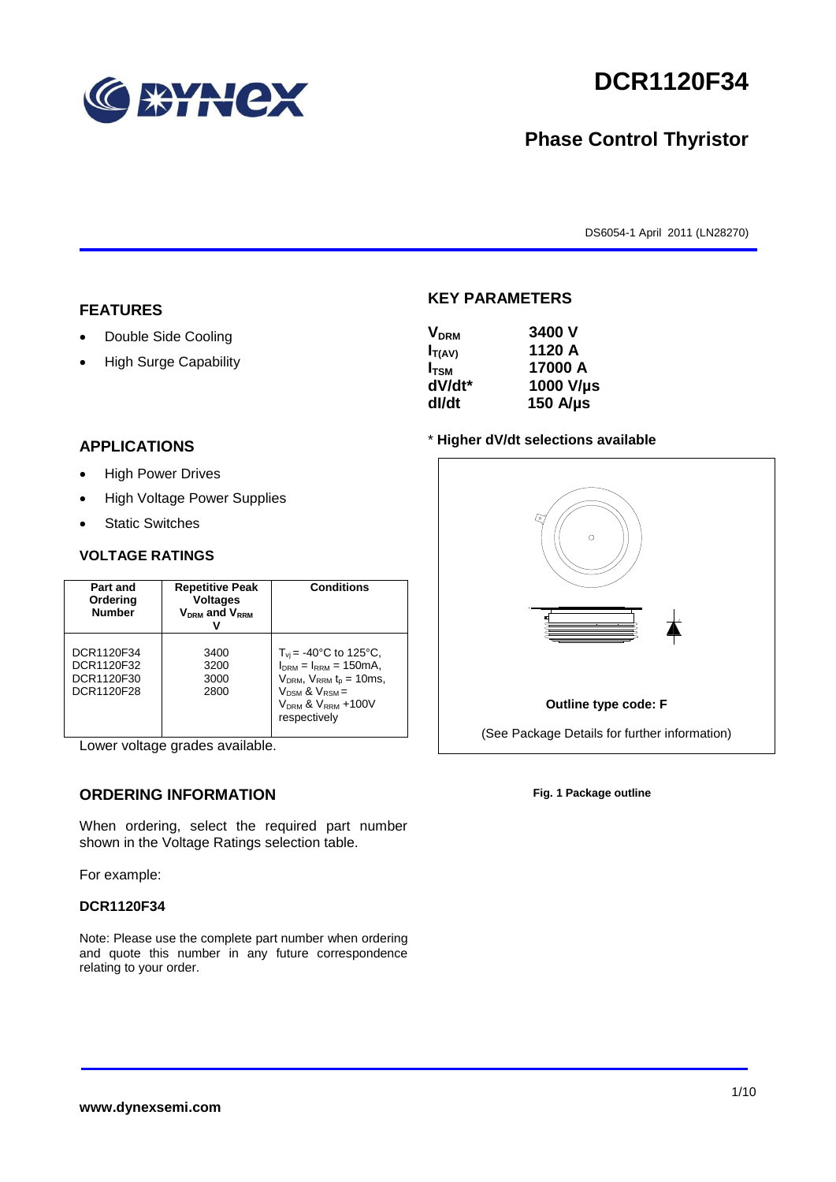# DCR1120F34

## Phase Control Thyristor

DS6054-1 April 2011 (LN28270)

## FEATURES

- Double Side Cooling
- High Surge Capability

## APPLICATIONS

- High Power Drives
- High Voltage Power Supplies
- Static Switches

## KEY PARAMETERS

| | |
|---|---|
| $V_{DRM}$ | 3400 V |
| $I_{T(AV)}$ | 1120 A |
| $I_{TSM}$ | 17000 A |
| dV/dt* | 1000 V/µs |
| dI/dt | 150 A/µs |

\* **Higher dV/dt selections available**

### VOLTAGE RATINGS

| Part and Ordering Number | Repetitive Peak Voltages $V_{DRM}$ and $V_{RRM}$ V | Conditions |
|---|---|---|
| DCR1120F34<br>DCR1120F32<br>DCR1120F30<br>DCR1120F28 | 3400<br>3200<br>3000<br>2800 | $T_{vj}$ = -40°C to 125°C, $I_{DRM}$ = $I_{RRM}$ = 150mA, $V_{DRM}$, $V_{RRM}$ $t_p$ = 10ms, $V_{DSM}$ & $V_{RSM}$ = $V_{DRM}$ & $V_{RRM}$ +100V respectively |

Lower voltage grades available.

**Outline type code: F**

(See Package Details for further information)

**Fig. 1 Package outline**

## ORDERING INFORMATION

When ordering, select the required part number shown in the Voltage Ratings selection table.

For example:

**DCR1120F34**

Note: Please use the complete part number when ordering and quote this number in any future correspondence relating to your order.

**www.dynexsemi.com**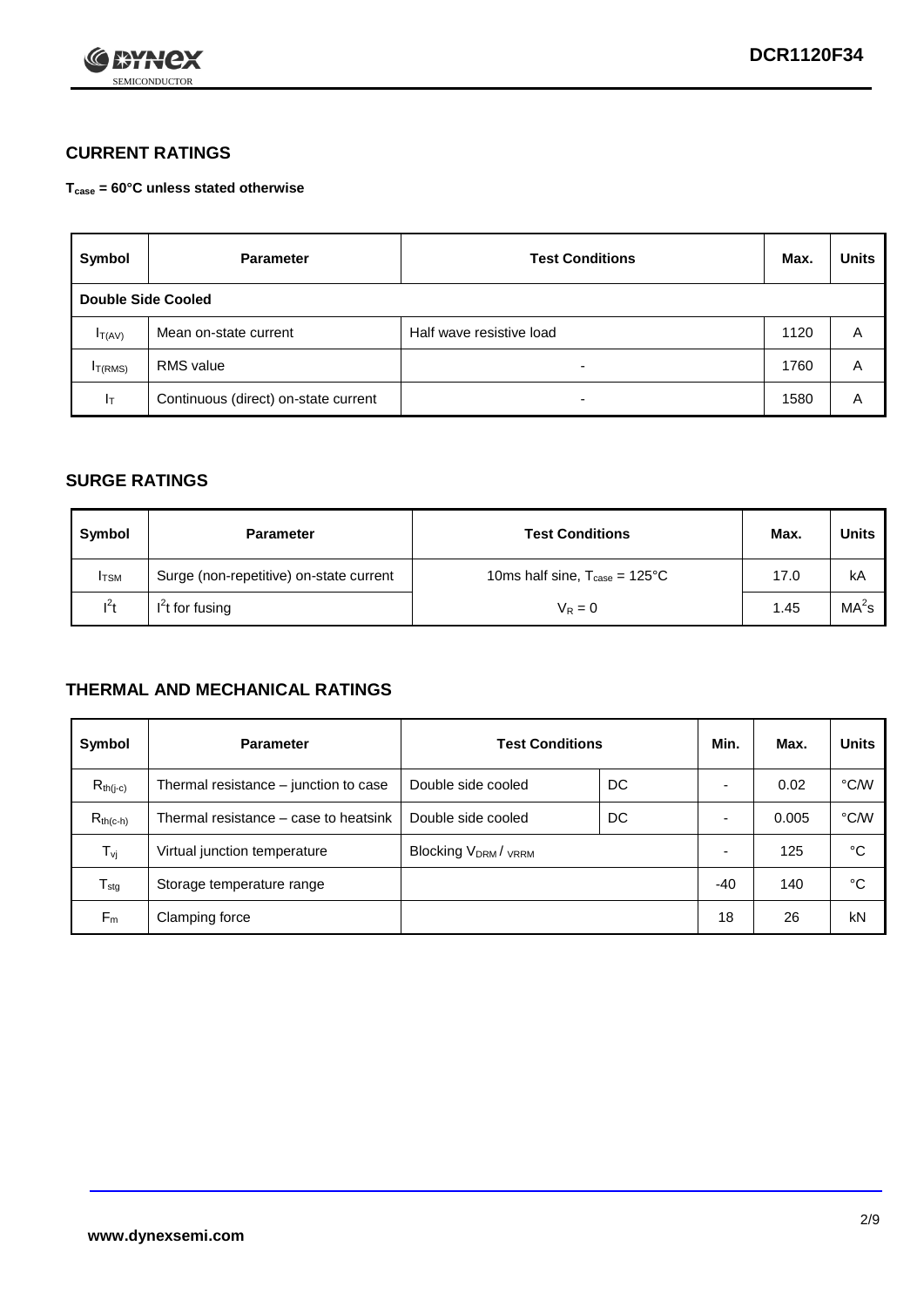## CURRENT RATINGS

**$T_{case}$ = 60°C unless stated otherwise**

| Symbol | Parameter | Test Conditions | Max. | Units |
|---|---|---|---|---|
| **Double Side Cooled** | | | | |
| $I_{T(AV)}$ | Mean on-state current | Half wave resistive load | 1120 | A |
| $I_{T(RMS)}$ | RMS value | - | 1760 | A |
| $I_T$ | Continuous (direct) on-state current | - | 1580 | A |

## SURGE RATINGS

| Symbol | Parameter | Test Conditions | Max. | Units |
|---|---|---|---|---|
| $I_{TSM}$ | Surge (non-repetitive) on-state current | 10ms half sine, $T_{case}$ = 125°C | 17.0 | kA |
| $I^2t$ | $I^2t$ for fusing | $V_R = 0$ | 1.45 | $MA^2s$ |

## THERMAL AND MECHANICAL RATINGS

| Symbol | Parameter | Test Conditions | | Min. | Max. | Units |
|---|---|---|---|---|---|---|
| $R_{th(j-c)}$ | Thermal resistance – junction to case | Double side cooled | DC | - | 0.02 | °C/W |
| $R_{th(c-h)}$ | Thermal resistance – case to heatsink | Double side cooled | DC | - | 0.005 | °C/W |
| $T_{vj}$ | Virtual junction temperature | Blocking $V_{DRM}$ / $V_{RRM}$ | | - | 125 | °C |
| $T_{stg}$ | Storage temperature range | | | -40 | 140 | °C |
| $F_m$ | Clamping force | | | 18 | 26 | kN |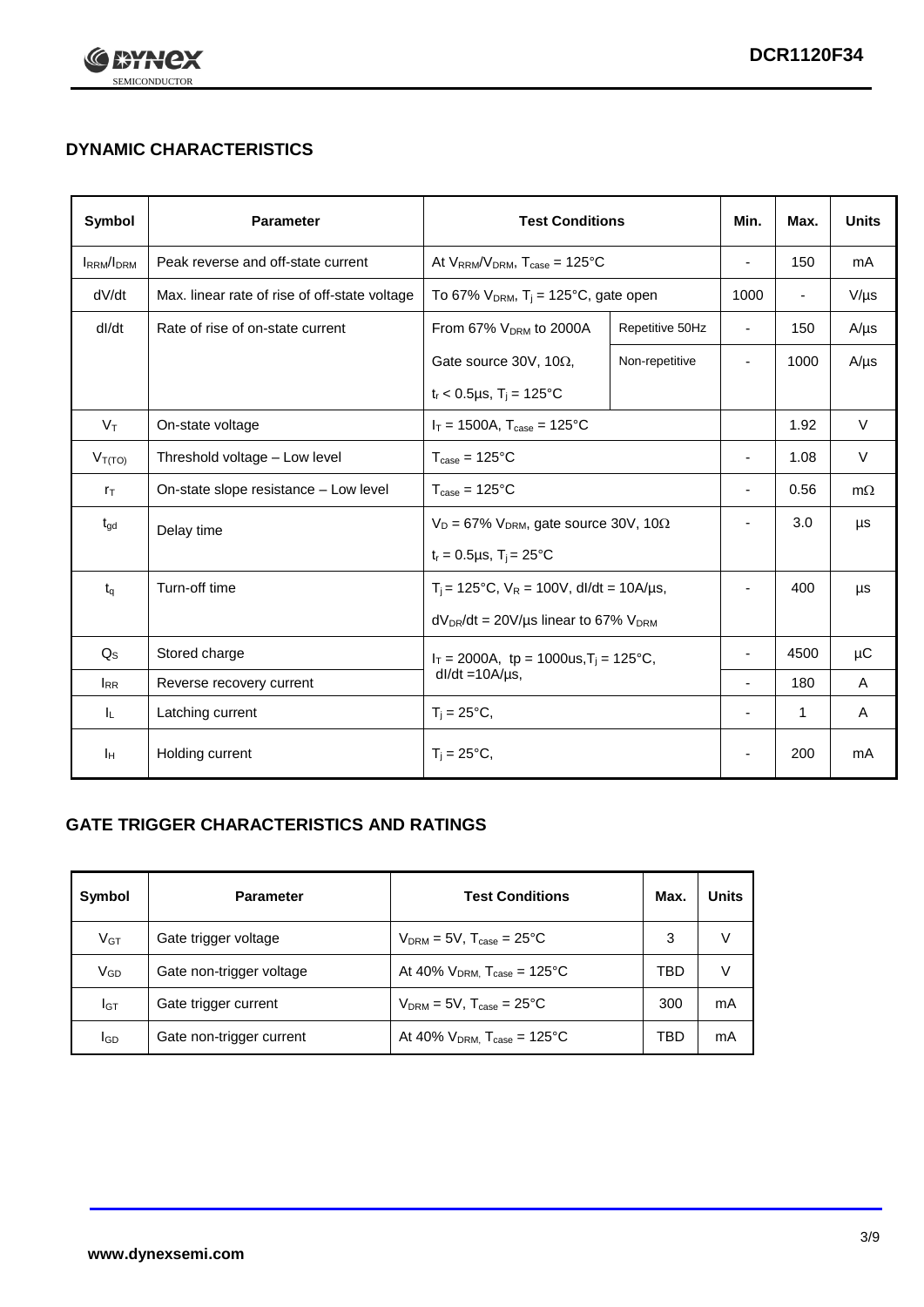## DYNAMIC CHARACTERISTICS

| Symbol | Parameter | Test Conditions | | Min. | Max. | Units |
|---|---|---|---|---|---|---|
| $I_{RRM}/I_{DRM}$ | Peak reverse and off-state current | At $V_{RRM}/V_{DRM}$, $T_{case}$ = 125°C | | - | 150 | mA |
| dV/dt | Max. linear rate of rise of off-state voltage | To 67% $V_{DRM}$, $T_j$ = 125°C, gate open | | 1000 | - | V/µs |
| dI/dt | Rate of rise of on-state current | From 67% $V_{DRM}$ to 2000A | Repetitive 50Hz | - | 150 | A/µs |
| | | Gate source 30V, 10Ω, $t_r$ < 0.5µs, $T_j$ = 125°C | Non-repetitive | - | 1000 | A/µs |
| $V_T$ | On-state voltage | $I_T$ = 1500A, $T_{case}$ = 125°C | | | 1.92 | V |
| $V_{T(TO)}$ | Threshold voltage – Low level | $T_{case}$ = 125°C | | - | 1.08 | V |
| $r_T$ | On-state slope resistance – Low level | $T_{case}$ = 125°C | | - | 0.56 | mΩ |
| $t_{gd}$ | Delay time | $V_D$ = 67% $V_{DRM}$, gate source 30V, 10Ω, $t_r$ = 0.5µs, $T_j$ = 25°C | | - | 3.0 | µs |
| $t_q$ | Turn-off time | $T_j$ = 125°C, $V_R$ = 100V, dI/dt = 10A/µs, $dV_{DR}/dt$ = 20V/µs linear to 67% $V_{DRM}$ | | - | 400 | µs |
| $Q_S$ | Stored charge | $I_T$ = 2000A, tp = 1000us, $T_j$ = 125°C, dI/dt =10A/µs, | | - | 4500 | µC |
| $I_{RR}$ | Reverse recovery current | | | - | 180 | A |
| $I_L$ | Latching current | $T_j$ = 25°C, | | - | 1 | A |
| $I_H$ | Holding current | $T_j$ = 25°C, | | - | 200 | mA |

## GATE TRIGGER CHARACTERISTICS AND RATINGS

| Symbol | Parameter | Test Conditions | Max. | Units |
|---|---|---|---|---|
| $V_{GT}$ | Gate trigger voltage | $V_{DRM}$ = 5V, $T_{case}$ = 25°C | 3 | V |
| $V_{GD}$ | Gate non-trigger voltage | At 40% $V_{DRM}$, $T_{case}$ = 125°C | TBD | V |
| $I_{GT}$ | Gate trigger current | $V_{DRM}$ = 5V, $T_{case}$ = 25°C | 300 | mA |
| $I_{GD}$ | Gate non-trigger current | At 40% $V_{DRM}$, $T_{case}$ = 125°C | TBD | mA |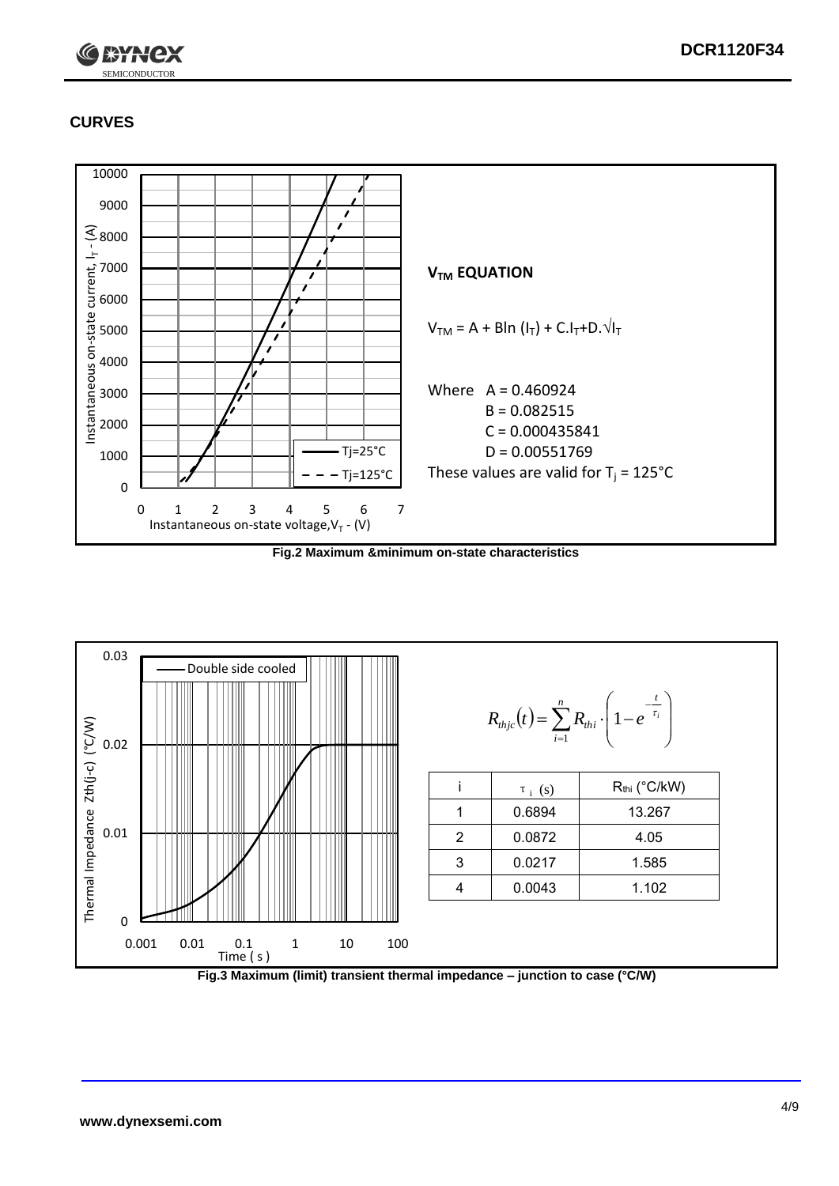## CURVES

$V_{TM}$ **EQUATION**

$V_{TM} = A + B\ln(I_T) + C.I_T + D.\sqrt{I_T}$

Where A = 0.460924
B = 0.082515
C = 0.000435841
D = 0.00551769

These values are valid for $T_j = 125°C$

**Fig.2 Maximum &minimum on-state characteristics**

$$R_{thjc}(t) = \sum_{i=1}^{n} R_{thi} \cdot \left(1 - e^{-\frac{t}{\tau_i}}\right)$$

| i | $\tau_i$ (s) | $R_{thi}$ (°C/kW) |
|---|---|---|
| 1 | 0.6894 | 13.267 |
| 2 | 0.0872 | 4.05 |
| 3 | 0.0217 | 1.585 |
| 4 | 0.0043 | 1.102 |

**Fig.3 Maximum (limit) transient thermal impedance – junction to case (°C/W)**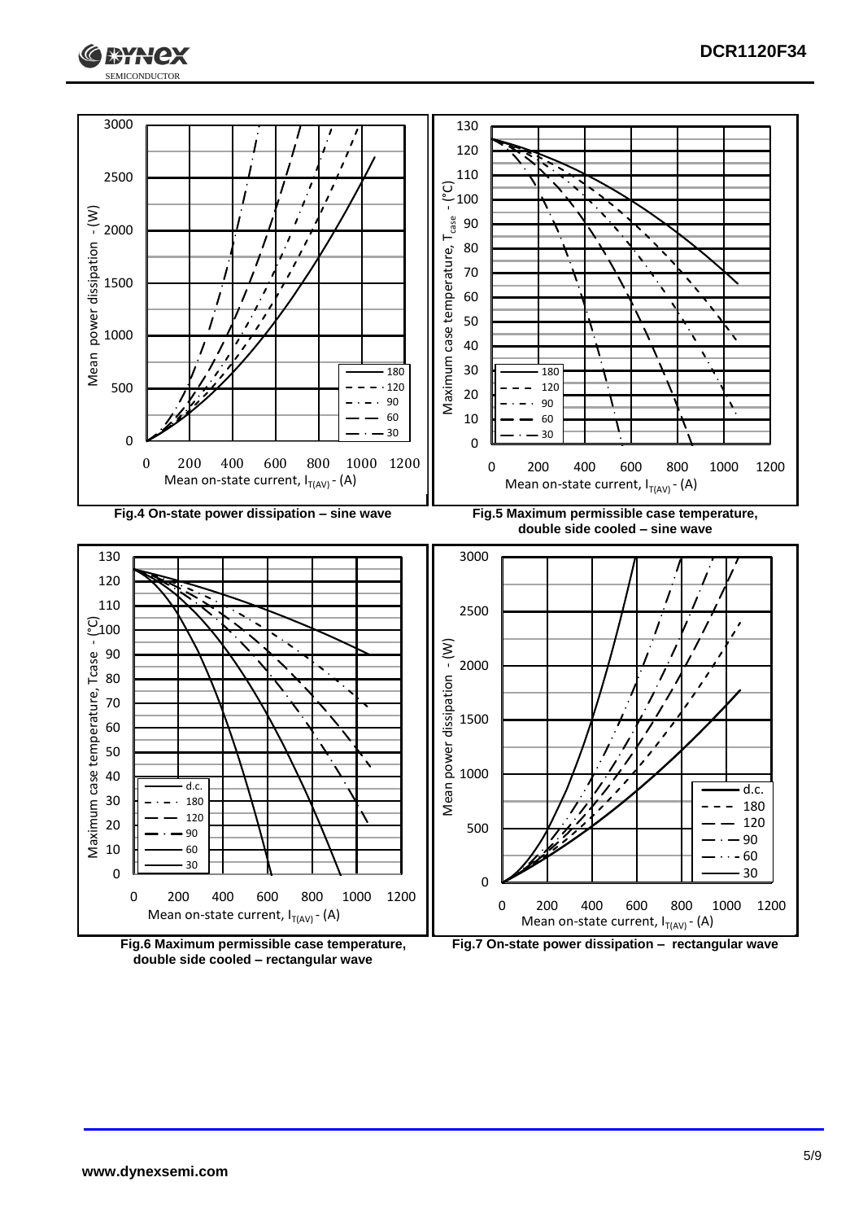**Fig.4 On-state power dissipation – sine wave**

**Fig.5 Maximum permissible case temperature, double side cooled – sine wave**

**Fig.6 Maximum permissible case temperature, double side cooled – rectangular wave**

**Fig.7 On-state power dissipation – rectangular wave**

www.dynexsemi.com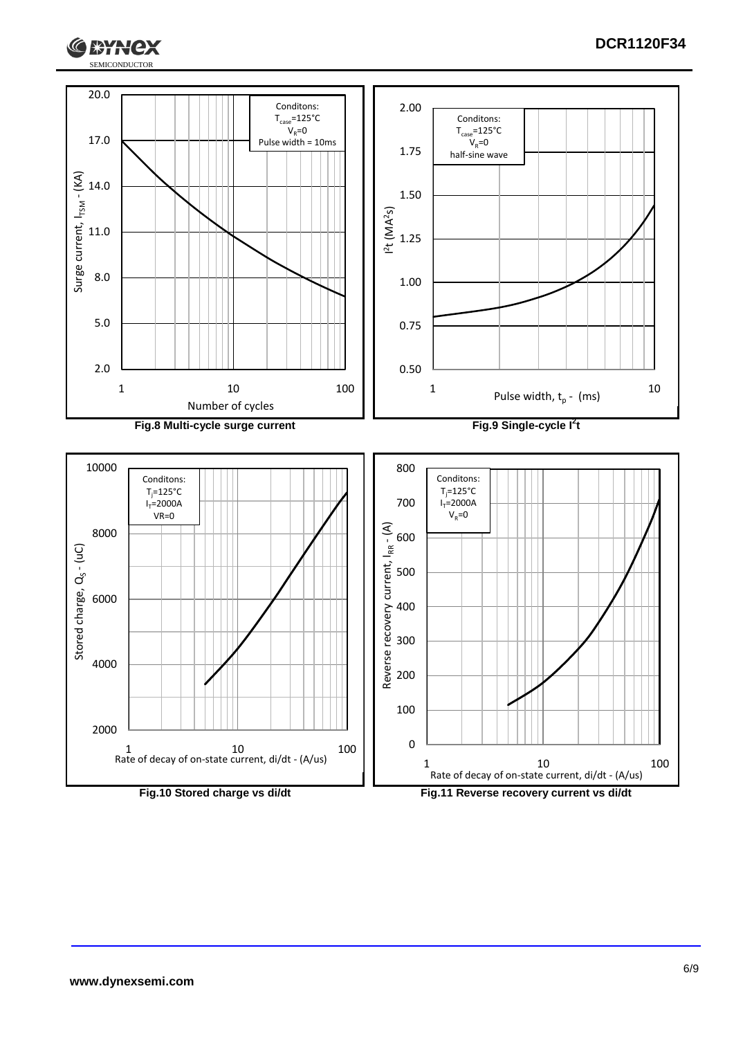Fig.8 Multi-cycle surge current

Fig.9 Single-cycle $I^2t$

Fig.10 Stored charge vs di/dt

Fig.11 Reverse recovery current vs di/dt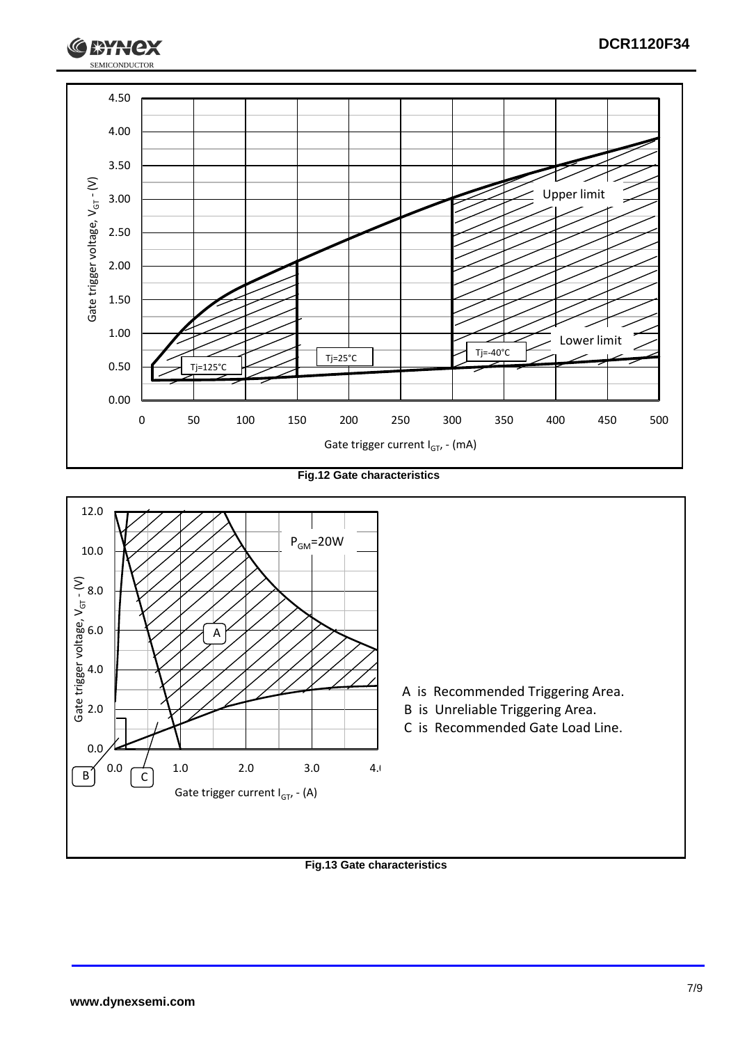Fig.12 Gate characteristics

Fig.13 Gate characteristics

A is Recommended Triggering Area.

B is Unreliable Triggering Area.

C is Recommended Gate Load Line.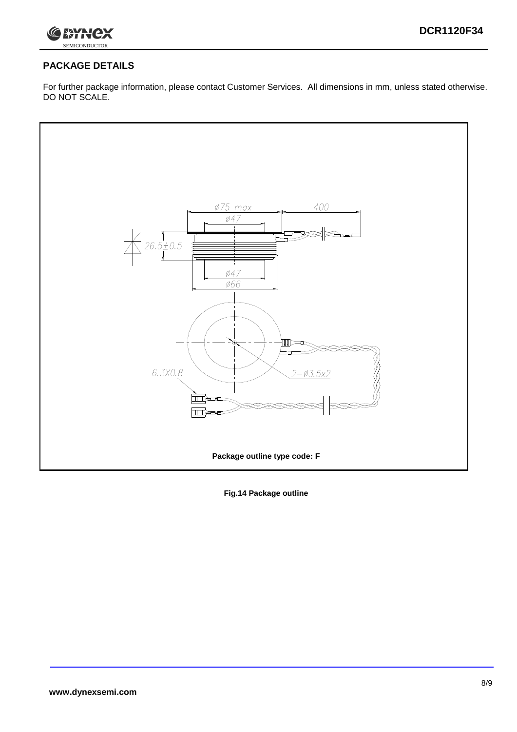## PACKAGE DETAILS

For further package information, please contact Customer Services. All dimensions in mm, unless stated otherwise. DO NOT SCALE.

Package outline type code: F

**Fig.14 Package outline**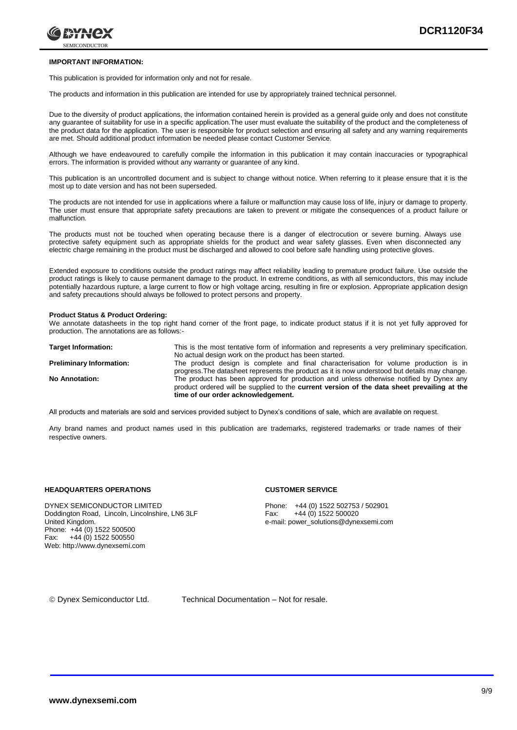**IMPORTANT INFORMATION:**

This publication is provided for information only and not for resale.

The products and information in this publication are intended for use by appropriately trained technical personnel.

Due to the diversity of product applications, the information contained herein is provided as a general guide only and does not constitute any guarantee of suitability for use in a specific application.The user must evaluate the suitability of the product and the completeness of the product data for the application. The user is responsible for product selection and ensuring all safety and any warning requirements are met. Should additional product information be needed please contact Customer Service.

Although we have endeavoured to carefully compile the information in this publication it may contain inaccuracies or typographical errors. The information is provided without any warranty or guarantee of any kind.

This publication is an uncontrolled document and is subject to change without notice. When referring to it please ensure that it is the most up to date version and has not been superseded.

The products are not intended for use in applications where a failure or malfunction may cause loss of life, injury or damage to property. The user must ensure that appropriate safety precautions are taken to prevent or mitigate the consequences of a product failure or malfunction.

The products must not be touched when operating because there is a danger of electrocution or severe burning. Always use protective safety equipment such as appropriate shields for the product and wear safety glasses. Even when disconnected any electric charge remaining in the product must be discharged and allowed to cool before safe handling using protective gloves.

Extended exposure to conditions outside the product ratings may affect reliability leading to premature product failure. Use outside the product ratings is likely to cause permanent damage to the product. In extreme conditions, as with all semiconductors, this may include potentially hazardous rupture, a large current to flow or high voltage arcing, resulting in fire or explosion. Appropriate application design and safety precautions should always be followed to protect persons and property.

**Product Status & Product Ordering:**

We annotate datasheets in the top right hand corner of the front page, to indicate product status if it is not yet fully approved for production. The annotations are as follows:-

| | |
|---|---|
| **Target Information:** | This is the most tentative form of information and represents a very preliminary specification. No actual design work on the product has been started. |
| **Preliminary Information:** | The product design is complete and final characterisation for volume production is in progress.The datasheet represents the product as it is now understood but details may change. |
| **No Annotation:** | The product has been approved for production and unless otherwise notified by Dynex any product ordered will be supplied to the **current version of the data sheet prevailing at the time of our order acknowledgement.** |

All products and materials are sold and services provided subject to Dynex's conditions of sale, which are available on request.

Any brand names and product names used in this publication are trademarks, registered trademarks or trade names of their respective owners.

**HEADQUARTERS OPERATIONS**

DYNEX SEMICONDUCTOR LIMITED
Doddington Road, Lincoln, Lincolnshire, LN6 3LF
United Kingdom.
Phone: +44 (0) 1522 500500
Fax: +44 (0) 1522 500550
Web: http://www.dynexsemi.com

**CUSTOMER SERVICE**

Phone: +44 (0) 1522 502753 / 502901
Fax: +44 (0) 1522 500020
e-mail: power_solutions@dynexsemi.com

© Dynex Semiconductor Ltd. Technical Documentation – Not for resale.